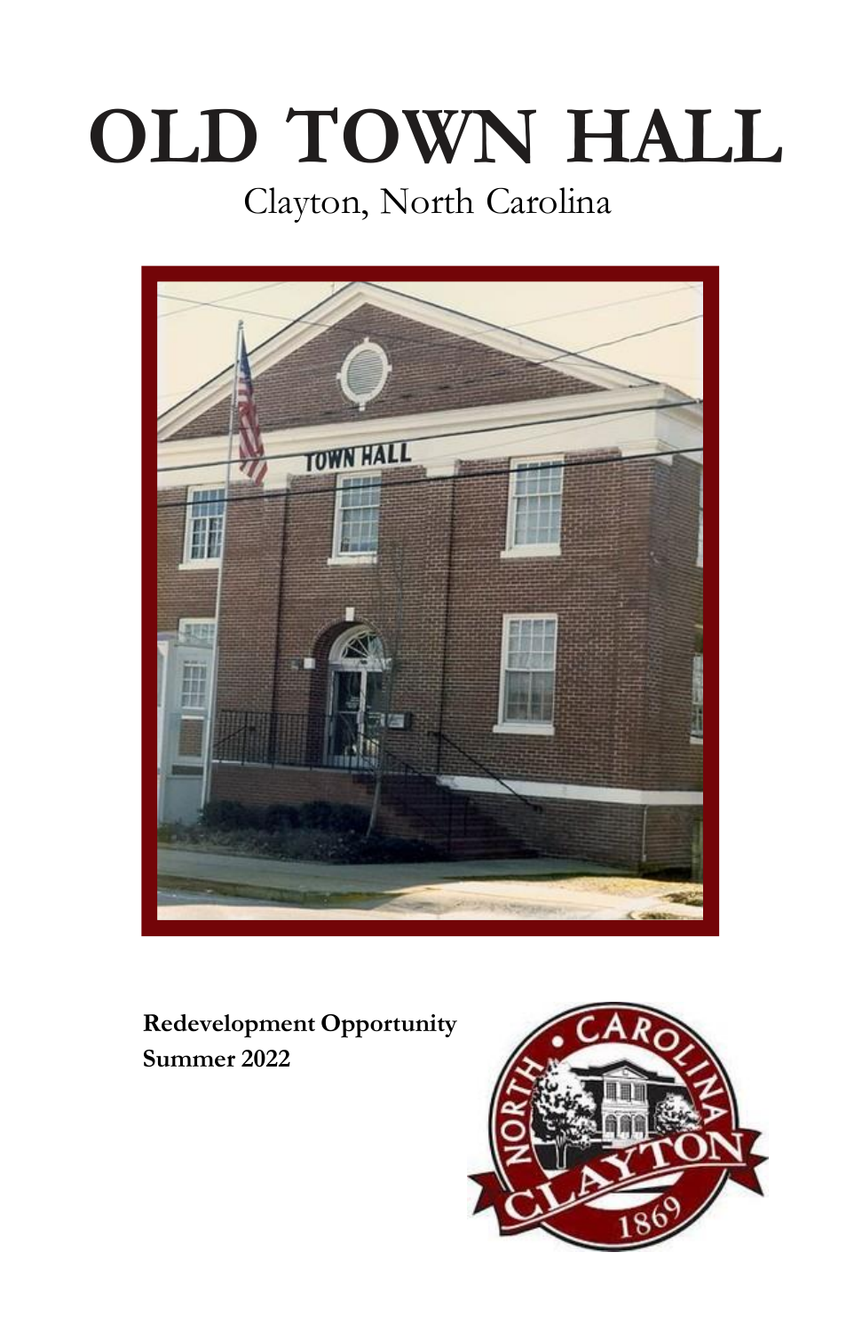# OLD TOWN HALL

Clayton, North Carolina

**Redevelopment Opportunity**
**Summer 2022**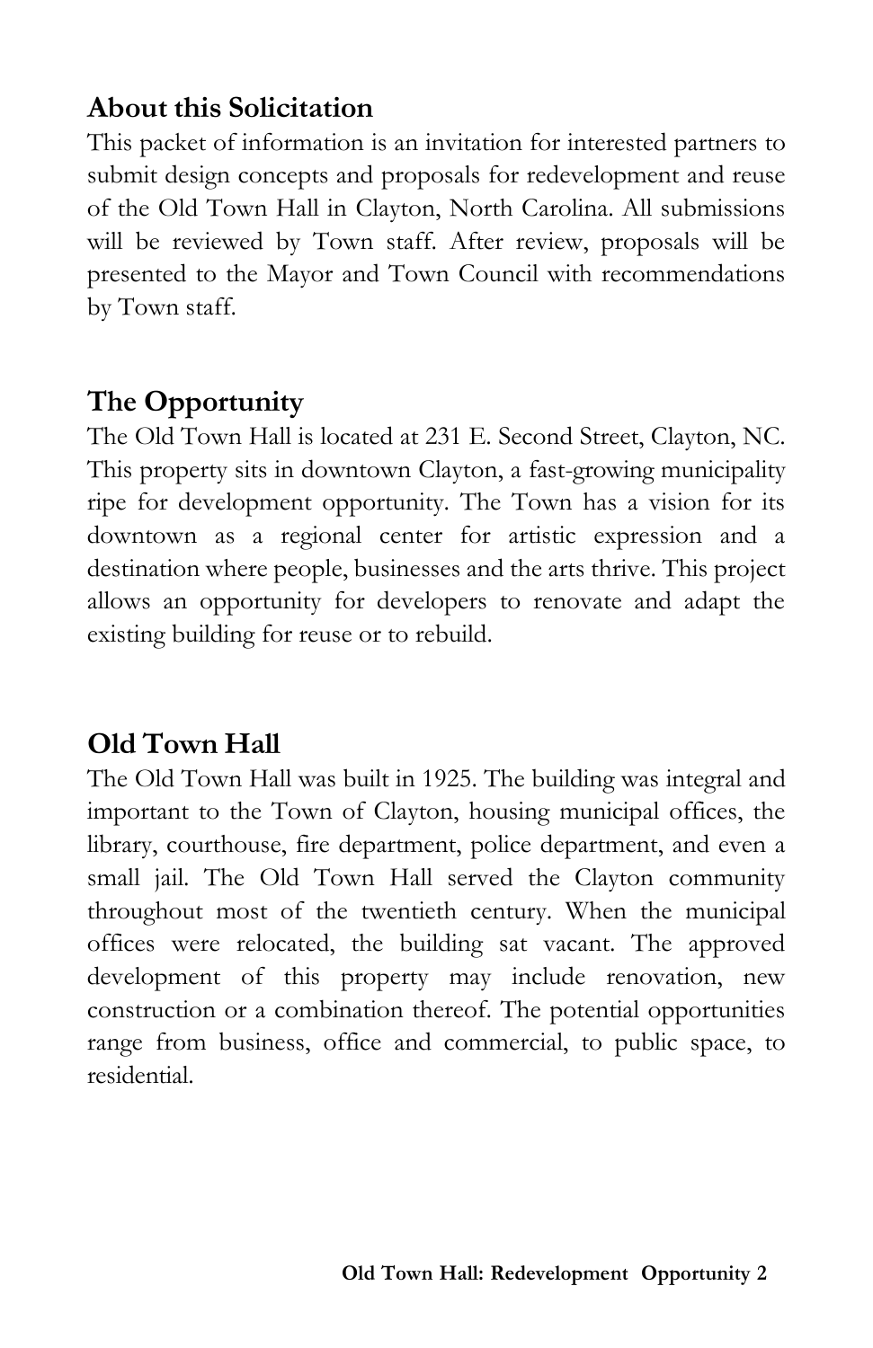## About this Solicitation

This packet of information is an invitation for interested partners to submit design concepts and proposals for redevelopment and reuse of the Old Town Hall in Clayton, North Carolina. All submissions will be reviewed by Town staff. After review, proposals will be presented to the Mayor and Town Council with recommendations by Town staff.

## The Opportunity

The Old Town Hall is located at 231 E. Second Street, Clayton, NC. This property sits in downtown Clayton, a fast-growing municipality ripe for development opportunity. The Town has a vision for its downtown as a regional center for artistic expression and a destination where people, businesses and the arts thrive. This project allows an opportunity for developers to renovate and adapt the existing building for reuse or to rebuild.

## Old Town Hall

The Old Town Hall was built in 1925. The building was integral and important to the Town of Clayton, housing municipal offices, the library, courthouse, fire department, police department, and even a small jail. The Old Town Hall served the Clayton community throughout most of the twentieth century. When the municipal offices were relocated, the building sat vacant. The approved development of this property may include renovation, new construction or a combination thereof. The potential opportunities range from business, office and commercial, to public space, to residential.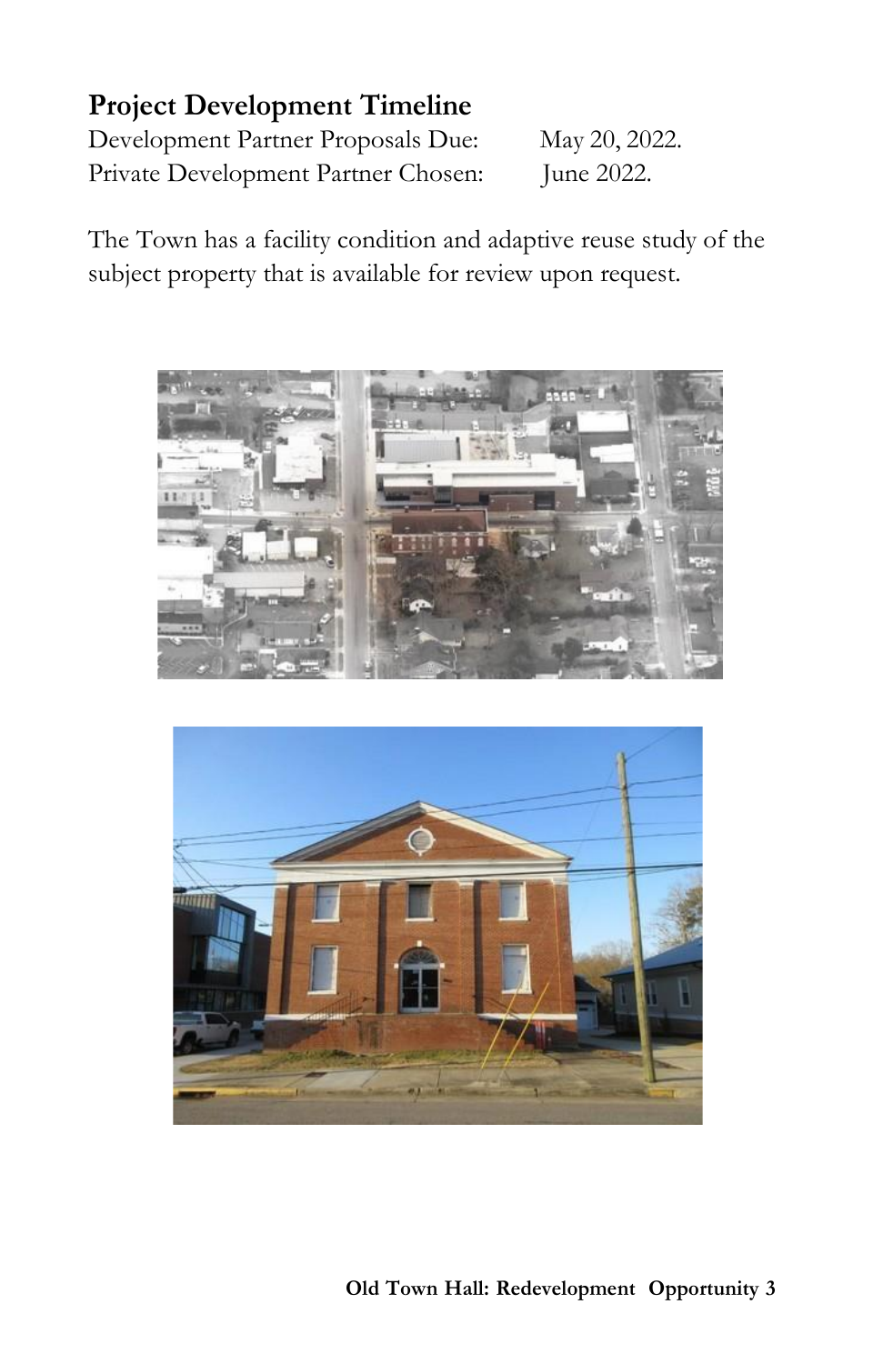## Project Development Timeline

Development Partner Proposals Due: May 20, 2022.
Private Development Partner Chosen: June 2022.

The Town has a facility condition and adaptive reuse study of the subject property that is available for review upon request.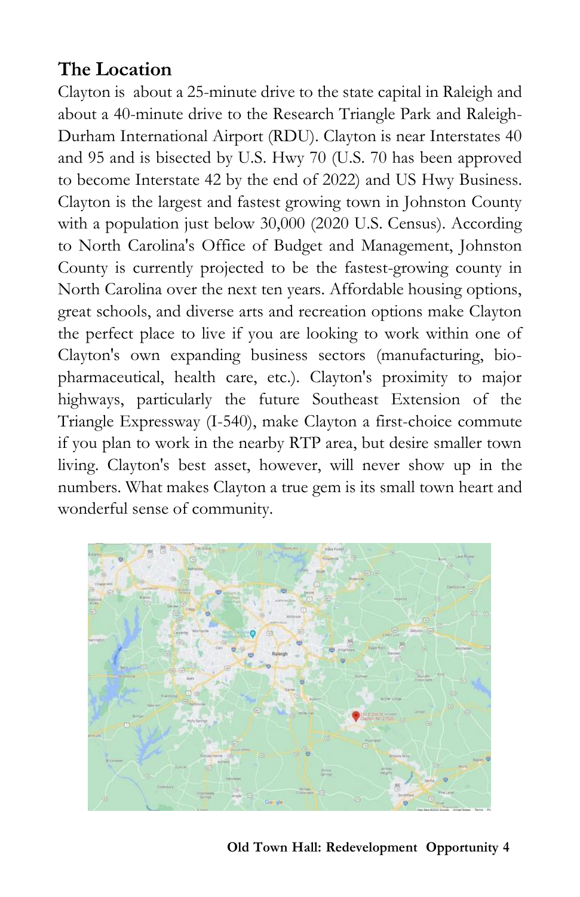## The Location

Clayton is  about a 25-minute drive to the state capital in Raleigh and about a 40-minute drive to the Research Triangle Park and Raleigh-Durham International Airport (RDU). Clayton is near Interstates 40 and 95 and is bisected by U.S. Hwy 70 (U.S. 70 has been approved to become Interstate 42 by the end of 2022) and US Hwy Business. Clayton is the largest and fastest growing town in Johnston County with a population just below 30,000 (2020 U.S. Census). According to North Carolina's Office of Budget and Management, Johnston County is currently projected to be the fastest-growing county in North Carolina over the next ten years. Affordable housing options, great schools, and diverse arts and recreation options make Clayton the perfect place to live if you are looking to work within one of Clayton's own expanding business sectors (manufacturing, bio-pharmaceutical, health care, etc.). Clayton's proximity to major highways, particularly the future Southeast Extension of the Triangle Expressway (I-540), make Clayton a first-choice commute if you plan to work in the nearby RTP area, but desire smaller town living. Clayton's best asset, however, will never show up in the numbers. What makes Clayton a true gem is its small town heart and wonderful sense of community.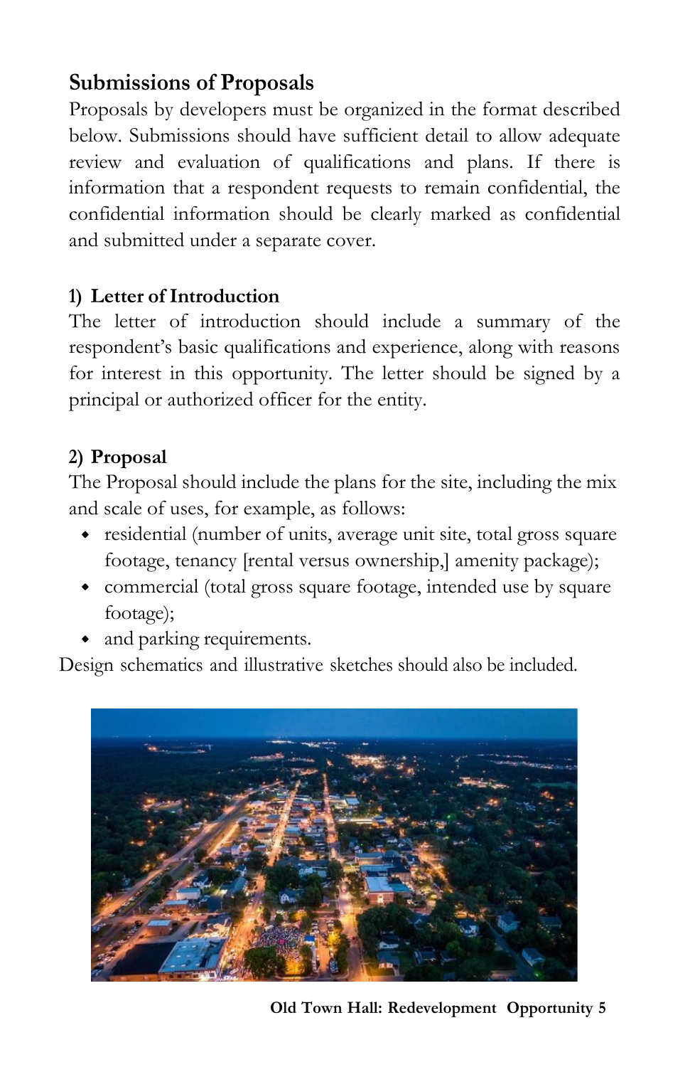## Submissions of Proposals

Proposals by developers must be organized in the format described below. Submissions should have sufficient detail to allow adequate review and evaluation of qualifications and plans. If there is information that a respondent requests to remain confidential, the confidential information should be clearly marked as confidential and submitted under a separate cover.

### 1) Letter of Introduction

The letter of introduction should include a summary of the respondent's basic qualifications and experience, along with reasons for interest in this opportunity. The letter should be signed by a principal or authorized officer for the entity.

### 2) Proposal

The Proposal should include the plans for the site, including the mix and scale of uses, for example, as follows:

- residential (number of units, average unit site, total gross square footage, tenancy [rental versus ownership,] amenity package);
- commercial (total gross square footage, intended use by square footage);
- and parking requirements.

Design schematics and illustrative sketches should also be included.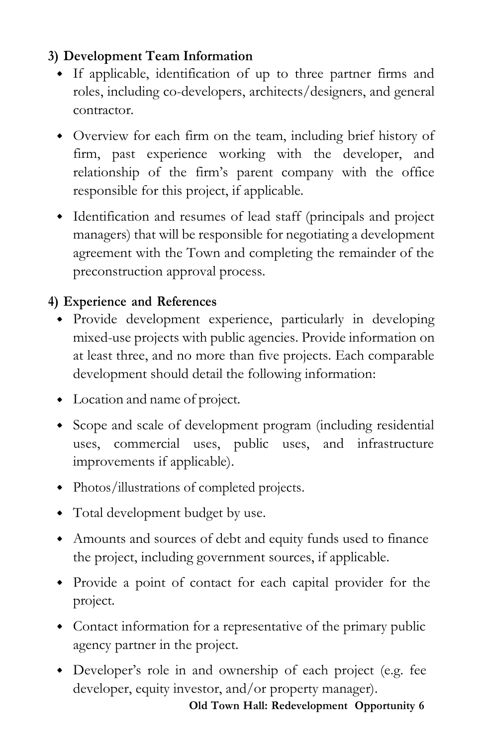### 3) Development Team Information

- If applicable, identification of up to three partner firms and roles, including co-developers, architects/designers, and general contractor.
- Overview for each firm on the team, including brief history of firm, past experience working with the developer, and relationship of the firm's parent company with the office responsible for this project, if applicable.
- Identification and resumes of lead staff (principals and project managers) that will be responsible for negotiating a development agreement with the Town and completing the remainder of the preconstruction approval process.

### 4) Experience and References

- Provide development experience, particularly in developing mixed-use projects with public agencies. Provide information on at least three, and no more than five projects. Each comparable development should detail the following information:
- Location and name of project.
- Scope and scale of development program (including residential uses, commercial uses, public uses, and infrastructure improvements if applicable).
- Photos/illustrations of completed projects.
- Total development budget by use.
- Amounts and sources of debt and equity funds used to finance the project, including government sources, if applicable.
- Provide a point of contact for each capital provider for the project.
- Contact information for a representative of the primary public agency partner in the project.
- Developer's role in and ownership of each project (e.g. fee developer, equity investor, and/or property manager).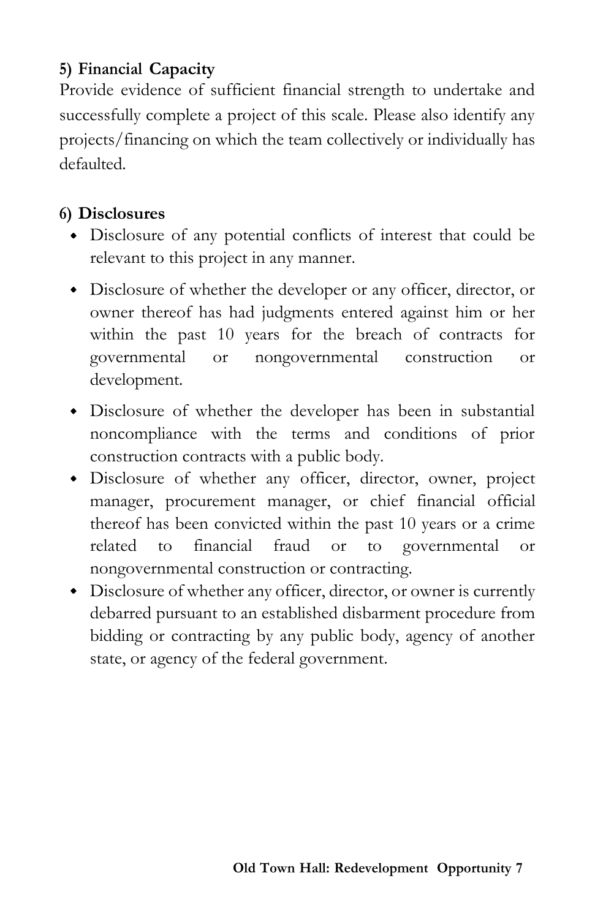**5) Financial Capacity**

Provide evidence of sufficient financial strength to undertake and successfully complete a project of this scale. Please also identify any projects/financing on which the team collectively or individually has defaulted.

**6) Disclosures**

- Disclosure of any potential conflicts of interest that could be relevant to this project in any manner.
- Disclosure of whether the developer or any officer, director, or owner thereof has had judgments entered against him or her within the past 10 years for the breach of contracts for governmental or nongovernmental construction or development.
- Disclosure of whether the developer has been in substantial noncompliance with the terms and conditions of prior construction contracts with a public body.
- Disclosure of whether any officer, director, owner, project manager, procurement manager, or chief financial official thereof has been convicted within the past 10 years or a crime related to financial fraud or to governmental or nongovernmental construction or contracting.
- Disclosure of whether any officer, director, or owner is currently debarred pursuant to an established disbarment procedure from bidding or contracting by any public body, agency of another state, or agency of the federal government.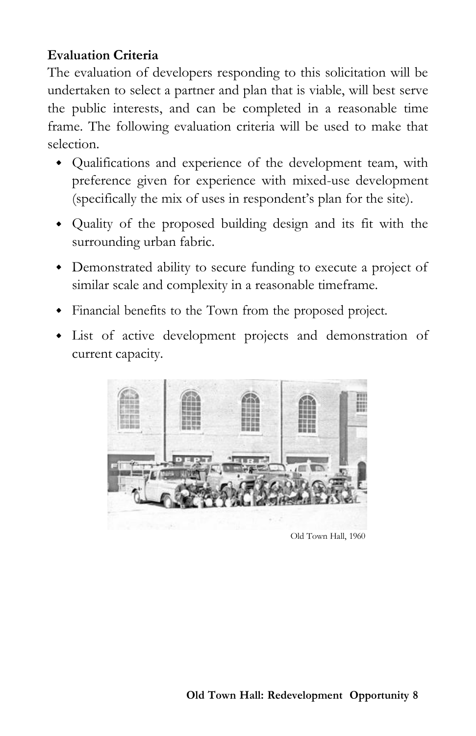**Evaluation Criteria**

The evaluation of developers responding to this solicitation will be undertaken to select a partner and plan that is viable, will best serve the public interests, and can be completed in a reasonable time frame. The following evaluation criteria will be used to make that selection.

- Qualifications and experience of the development team, with preference given for experience with mixed-use development (specifically the mix of uses in respondent's plan for the site).
- Quality of the proposed building design and its fit with the surrounding urban fabric.
- Demonstrated ability to secure funding to execute a project of similar scale and complexity in a reasonable timeframe.
- Financial benefits to the Town from the proposed project.
- List of active development projects and demonstration of current capacity.

Old Town Hall, 1960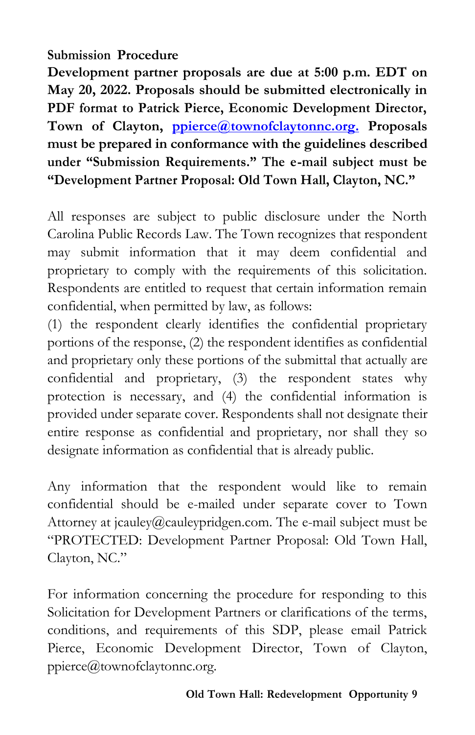## Submission Procedure

**Development partner proposals are due at 5:00 p.m. EDT on May 20, 2022. Proposals should be submitted electronically in PDF format to Patrick Pierce, Economic Development Director, Town of Clayton, [ppierce@townofclaytonnc.org.](mailto:ppierce@townofclaytonnc.org) Proposals must be prepared in conformance with the guidelines described under "Submission Requirements." The e-mail subject must be "Development Partner Proposal: Old Town Hall, Clayton, NC."**

All responses are subject to public disclosure under the North Carolina Public Records Law. The Town recognizes that respondent may submit information that it may deem confidential and proprietary to comply with the requirements of this solicitation. Respondents are entitled to request that certain information remain confidential, when permitted by law, as follows:
(1) the respondent clearly identifies the confidential proprietary portions of the response, (2) the respondent identifies as confidential and proprietary only these portions of the submittal that actually are confidential and proprietary, (3) the respondent states why protection is necessary, and (4) the confidential information is provided under separate cover. Respondents shall not designate their entire response as confidential and proprietary, nor shall they so designate information as confidential that is already public.

Any information that the respondent would like to remain confidential should be e-mailed under separate cover to Town Attorney at jcauley@cauleypridgen.com. The e-mail subject must be "PROTECTED: Development Partner Proposal: Old Town Hall, Clayton, NC."

For information concerning the procedure for responding to this Solicitation for Development Partners or clarifications of the terms, conditions, and requirements of this SDP, please email Patrick Pierce, Economic Development Director, Town of Clayton, ppierce@townofclaytonnc.org.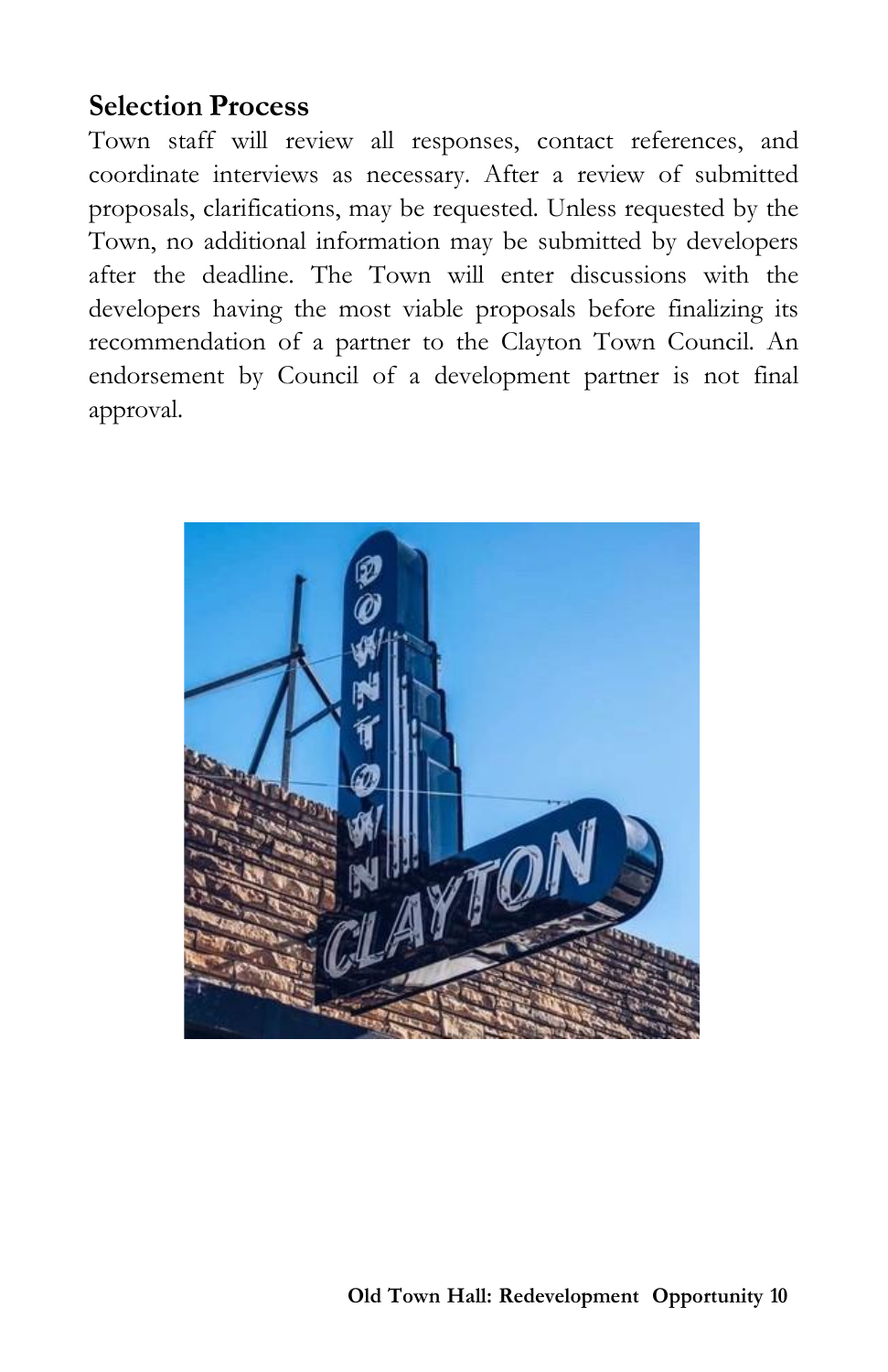## Selection Process

Town staff will review all responses, contact references, and coordinate interviews as necessary. After a review of submitted proposals, clarifications, may be requested. Unless requested by the Town, no additional information may be submitted by developers after the deadline. The Town will enter discussions with the developers having the most viable proposals before finalizing its recommendation of a partner to the Clayton Town Council. An endorsement by Council of a development partner is not final approval.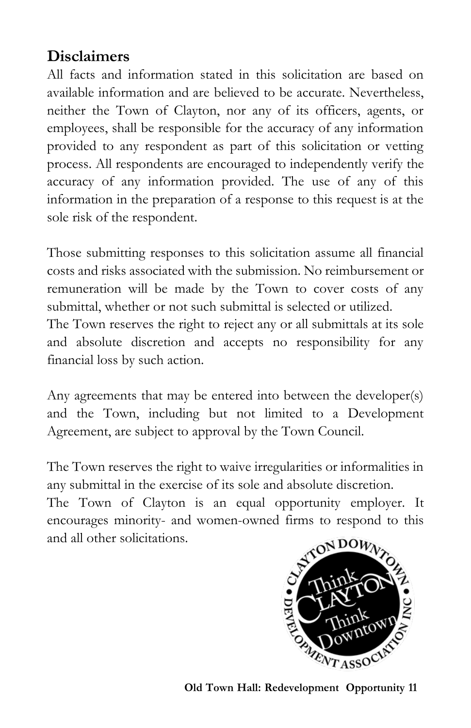## Disclaimers

All facts and information stated in this solicitation are based on available information and are believed to be accurate. Nevertheless, neither the Town of Clayton, nor any of its officers, agents, or employees, shall be responsible for the accuracy of any information provided to any respondent as part of this solicitation or vetting process. All respondents are encouraged to independently verify the accuracy of any information provided. The use of any of this information in the preparation of a response to this request is at the sole risk of the respondent.

Those submitting responses to this solicitation assume all financial costs and risks associated with the submission. No reimbursement or remuneration will be made by the Town to cover costs of any submittal, whether or not such submittal is selected or utilized.
The Town reserves the right to reject any or all submittals at its sole and absolute discretion and accepts no responsibility for any financial loss by such action.

Any agreements that may be entered into between the developer(s) and the Town, including but not limited to a Development Agreement, are subject to approval by the Town Council.

The Town reserves the right to waive irregularities or informalities in any submittal in the exercise of its sole and absolute discretion.
The Town of Clayton is an equal opportunity employer. It encourages minority- and women-owned firms to respond to this and all other solicitations.